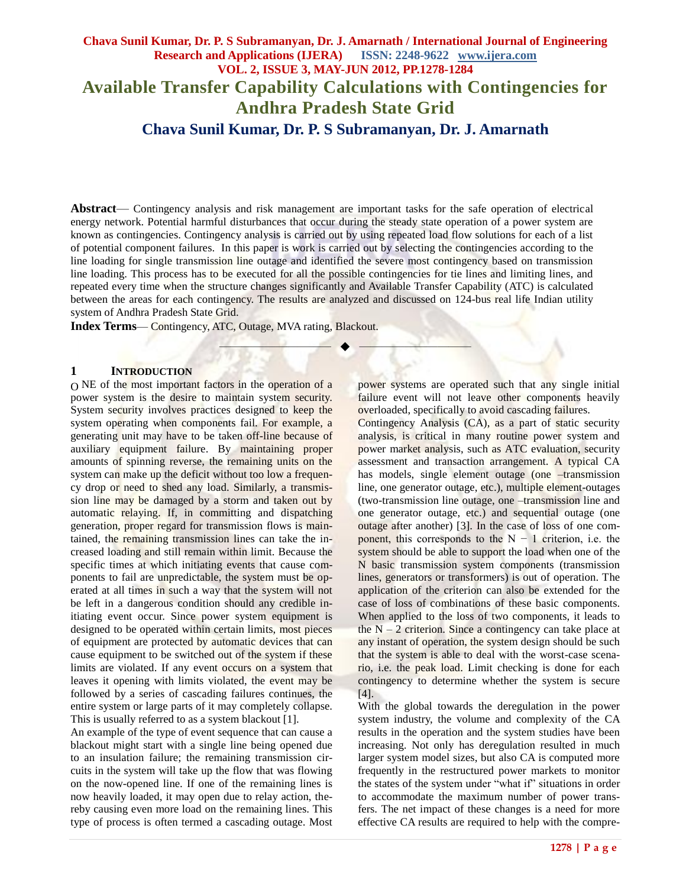# Available Transfer Capability Calculations with Contingencies for Andhra Pradesh State Grid

## Chava Sunil Kumar, Dr. P. S Subramanyan, Dr. J. Amarnath

**Abstract**— Contingency analysis and risk management are important tasks for the safe operation of electrical energy network. Potential harmful disturbances that occur during the steady state operation of a power system are known as contingencies. Contingency analysis is carried out by using repeated load flow solutions for each of a list of potential component failures. In this paper is work is carried out by selecting the contingencies according to the line loading for single transmission line outage and identified the severe most contingency based on transmission line loading. This process has to be executed for all the possible contingencies for tie lines and limiting lines, and repeated every time when the structure changes significantly and Available Transfer Capability (ATC) is calculated between the areas for each contingency. The results are analyzed and discussed on 124-bus real life Indian utility system of Andhra Pradesh State Grid.

**Index Terms**— Contingency, ATC, Outage, MVA rating, Blackout.

## 1 INTRODUCTION

ONE of the most important factors in the operation of a power system is the desire to maintain system security. System security involves practices designed to keep the system operating when components fail. For example, a generating unit may have to be taken off-line because of auxiliary equipment failure. By maintaining proper amounts of spinning reverse, the remaining units on the system can make up the deficit without too low a frequency drop or need to shed any load. Similarly, a transmission line may be damaged by a storm and taken out by automatic relaying. If, in committing and dispatching generation, proper regard for transmission flows is maintained, the remaining transmission lines can take the increased loading and still remain within limit. Because the specific times at which initiating events that cause components to fail are unpredictable, the system must be operated at all times in such a way that the system will not be left in a dangerous condition should any credible initiating event occur. Since power system equipment is designed to be operated within certain limits, most pieces of equipment are protected by automatic devices that can cause equipment to be switched out of the system if these limits are violated. If any event occurs on a system that leaves it opening with limits violated, the event may be followed by a series of cascading failures continues, the entire system or large parts of it may completely collapse. This is usually referred to as a system blackout [1].

An example of the type of event sequence that can cause a blackout might start with a single line being opened due to an insulation failure; the remaining transmission circuits in the system will take up the flow that was flowing on the now-opened line. If one of the remaining lines is now heavily loaded, it may open due to relay action, thereby causing even more load on the remaining lines. This type of process is often termed a cascading outage. Most power systems are operated such that any single initial failure event will not leave other components heavily overloaded, specifically to avoid cascading failures.

Contingency Analysis (CA), as a part of static security analysis, is critical in many routine power system and power market analysis, such as ATC evaluation, security assessment and transaction arrangement. A typical CA has models, single element outage (one –transmission line, one generator outage, etc.), multiple element-outages (two-transmission line outage, one –transmission line and one generator outage, etc.) and sequential outage (one outage after another) [3]. In the case of loss of one component, this corresponds to the $N - 1$ criterion, i.e. the system should be able to support the load when one of the N basic transmission system components (transmission lines, generators or transformers) is out of operation. The application of the criterion can also be extended for the case of loss of combinations of these basic components. When applied to the loss of two components, it leads to the $N - 2$ criterion. Since a contingency can take place at any instant of operation, the system design should be such that the system is able to deal with the worst-case scenario, i.e. the peak load. Limit checking is done for each contingency to determine whether the system is secure [4].

With the global towards the deregulation in the power system industry, the volume and complexity of the CA results in the operation and the system studies have been increasing. Not only has deregulation resulted in much larger system model sizes, but also CA is computed more frequently in the restructured power markets to monitor the states of the system under "what if" situations in order to accommodate the maximum number of power transfers. The net impact of these changes is a need for more effective CA results are required to help with the compre-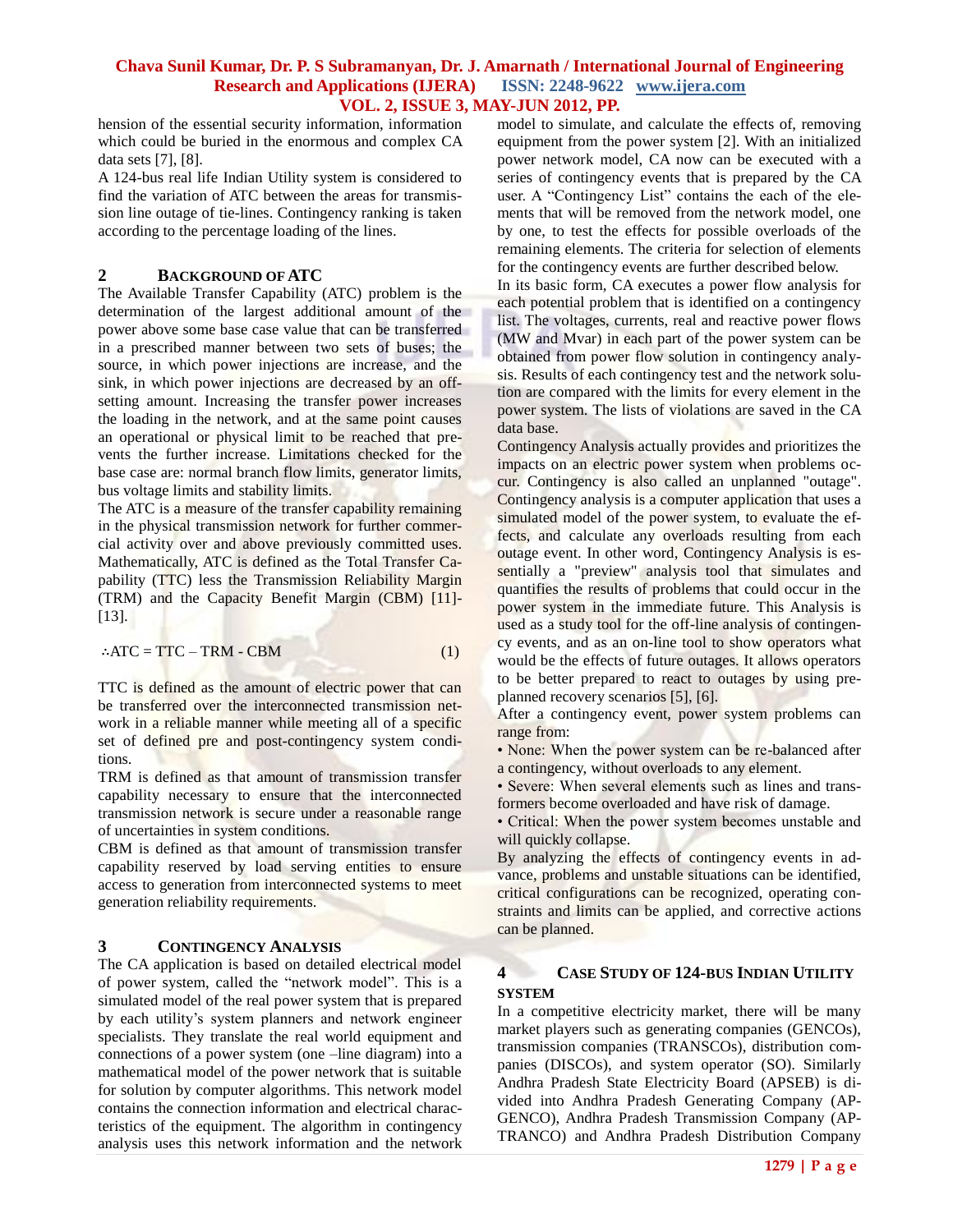hension of the essential security information, information which could be buried in the enormous and complex CA data sets [7], [8].

A 124-bus real life Indian Utility system is considered to find the variation of ATC between the areas for transmission line outage of tie-lines. Contingency ranking is taken according to the percentage loading of the lines.

## 2 BACKGROUND OF ATC

The Available Transfer Capability (ATC) problem is the determination of the largest additional amount of the power above some base case value that can be transferred in a prescribed manner between two sets of buses; the source, in which power injections are increase, and the sink, in which power injections are decreased by an offsetting amount. Increasing the transfer power increases the loading in the network, and at the same point causes an operational or physical limit to be reached that prevents the further increase. Limitations checked for the base case are: normal branch flow limits, generator limits, bus voltage limits and stability limits.

The ATC is a measure of the transfer capability remaining in the physical transmission network for further commercial activity over and above previously committed uses. Mathematically, ATC is defined as the Total Transfer Capability (TTC) less the Transmission Reliability Margin (TRM) and the Capacity Benefit Margin (CBM) [11]-[13].

$$\therefore ATC = TTC - TRM - CBM \quad (1)$$

TTC is defined as the amount of electric power that can be transferred over the interconnected transmission network in a reliable manner while meeting all of a specific set of defined pre and post-contingency system conditions.

TRM is defined as that amount of transmission transfer capability necessary to ensure that the interconnected transmission network is secure under a reasonable range of uncertainties in system conditions.

CBM is defined as that amount of transmission transfer capability reserved by load serving entities to ensure access to generation from interconnected systems to meet generation reliability requirements.

## 3 CONTINGENCY ANALYSIS

The CA application is based on detailed electrical model of power system, called the "network model". This is a simulated model of the real power system that is prepared by each utility's system planners and network engineer specialists. They translate the real world equipment and connections of a power system (one –line diagram) into a mathematical model of the power network that is suitable for solution by computer algorithms. This network model contains the connection information and electrical characteristics of the equipment. The algorithm in contingency analysis uses this network information and the network model to simulate, and calculate the effects of, removing equipment from the power system [2]. With an initialized power network model, CA now can be executed with a series of contingency events that is prepared by the CA user. A "Contingency List" contains the each of the elements that will be removed from the network model, one by one, to test the effects for possible overloads of the remaining elements. The criteria for selection of elements for the contingency events are further described below.

In its basic form, CA executes a power flow analysis for each potential problem that is identified on a contingency list. The voltages, currents, real and reactive power flows (MW and Mvar) in each part of the power system can be obtained from power flow solution in contingency analysis. Results of each contingency test and the network solution are compared with the limits for every element in the power system. The lists of violations are saved in the CA data base.

Contingency Analysis actually provides and prioritizes the impacts on an electric power system when problems occur. Contingency is also called an unplanned "outage". Contingency analysis is a computer application that uses a simulated model of the power system, to evaluate the effects, and calculate any overloads resulting from each outage event. In other word, Contingency Analysis is essentially a "preview" analysis tool that simulates and quantifies the results of problems that could occur in the power system in the immediate future. This Analysis is used as a study tool for the off-line analysis of contingency events, and as an on-line tool to show operators what would be the effects of future outages. It allows operators to be better prepared to react to outages by using pre-planned recovery scenarios [5], [6].

After a contingency event, power system problems can range from:

- None: When the power system can be re-balanced after a contingency, without overloads to any element.
- Severe: When several elements such as lines and transformers become overloaded and have risk of damage.
- Critical: When the power system becomes unstable and will quickly collapse.

By analyzing the effects of contingency events in advance, problems and unstable situations can be identified, critical configurations can be recognized, operating constraints and limits can be applied, and corrective actions can be planned.

## 4 CASE STUDY OF 124-BUS INDIAN UTILITY SYSTEM

In a competitive electricity market, there will be many market players such as generating companies (GENCOs), transmission companies (TRANSCOs), distribution companies (DISCOs), and system operator (SO). Similarly Andhra Pradesh State Electricity Board (APSEB) is divided into Andhra Pradesh Generating Company (APGENCO), Andhra Pradesh Transmission Company (APTRANCO) and Andhra Pradesh Distribution Company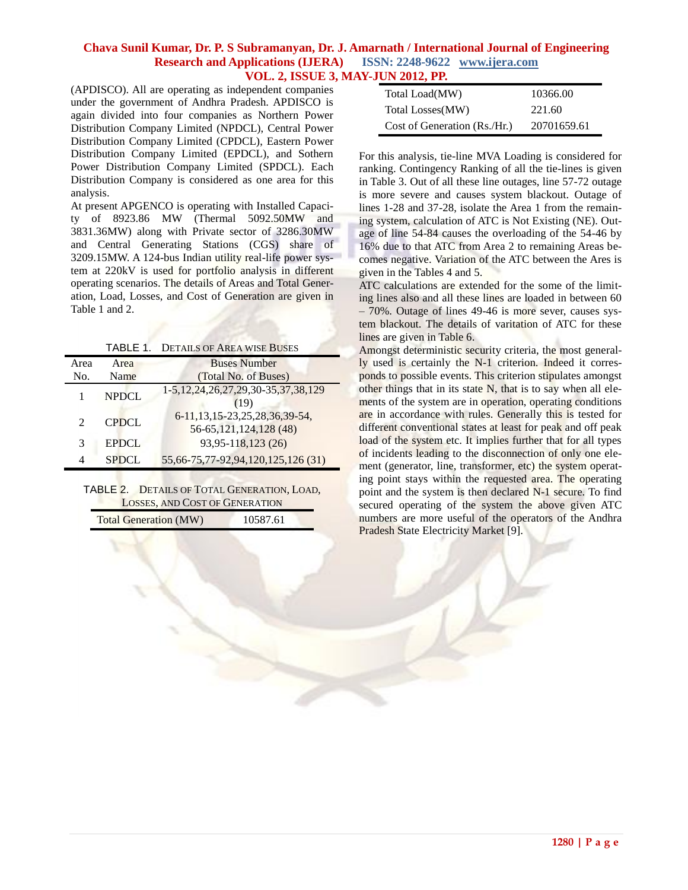(APDISCO). All are operating as independent companies under the government of Andhra Pradesh. APDISCO is again divided into four companies as Northern Power Distribution Company Limited (NPDCL), Central Power Distribution Company Limited (CPDCL), Eastern Power Distribution Company Limited (EPDCL), and Sothern Power Distribution Company Limited (SPDCL). Each Distribution Company is considered as one area for this analysis.

At present APGENCO is operating with Installed Capacity of 8923.86 MW (Thermal 5092.50MW and 3831.36MW) along with Private sector of 3286.30MW and Central Generating Stations (CGS) share of 3209.15MW. A 124-bus Indian utility real-life power system at 220kV is used for portfolio analysis in different operating scenarios. The details of Areas and Total Generation, Load, Losses, and Cost of Generation are given in Table 1 and 2.

TABLE 1. DETAILS OF AREA WISE BUSES

| Area No. | Area Name | Buses Number (Total No. of Buses) |
|---|---|---|
| 1 | NPDCL | 1-5,12,24,26,27,29,30-35,37,38,129 (19) |
| 2 | CPDCL | 6-11,13,15-23,25,28,36,39-54, 56-65,121,124,128 (48) |
| 3 | EPDCL | 93,95-118,123 (26) |
| 4 | SPDCL | 55,66-75,77-92,94,120,125,126 (31) |

TABLE 2. DETAILS OF TOTAL GENERATION, LOAD, LOSSES, AND COST OF GENERATION

| | |
|---|---|
| Total Generation (MW) | 10587.61 |
| Total Load(MW) | 10366.00 |
| Total Losses(MW) | 221.60 |
| Cost of Generation (Rs./Hr.) | 20701659.61 |

For this analysis, tie-line MVA Loading is considered for ranking. Contingency Ranking of all the tie-lines is given in Table 3. Out of all these line outages, line 57-72 outage is more severe and causes system blackout. Outage of lines 1-28 and 37-28, isolate the Area 1 from the remaining system, calculation of ATC is Not Existing (NE). Outage of line 54-84 causes the overloading of the 54-46 by 16% due to that ATC from Area 2 to remaining Areas becomes negative. Variation of the ATC between the Ares is given in the Tables 4 and 5.

ATC calculations are extended for the some of the limiting lines also and all these lines are loaded in between 60 – 70%. Outage of lines 49-46 is more sever, causes system blackout. The details of varitation of ATC for these lines are given in Table 6.

Amongst deterministic security criteria, the most generally used is certainly the N-1 criterion. Indeed it corresponds to possible events. This criterion stipulates amongst other things that in its state N, that is to say when all elements of the system are in operation, operating conditions are in accordance with rules. Generally this is tested for different conventional states at least for peak and off peak load of the system etc. It implies further that for all types of incidents leading to the disconnection of only one element (generator, line, transformer, etc) the system operating point stays within the requested area. The operating point and the system is then declared N-1 secure. To find secured operating of the system the above given ATC numbers are more useful of the operators of the Andhra Pradesh State Electricity Market [9].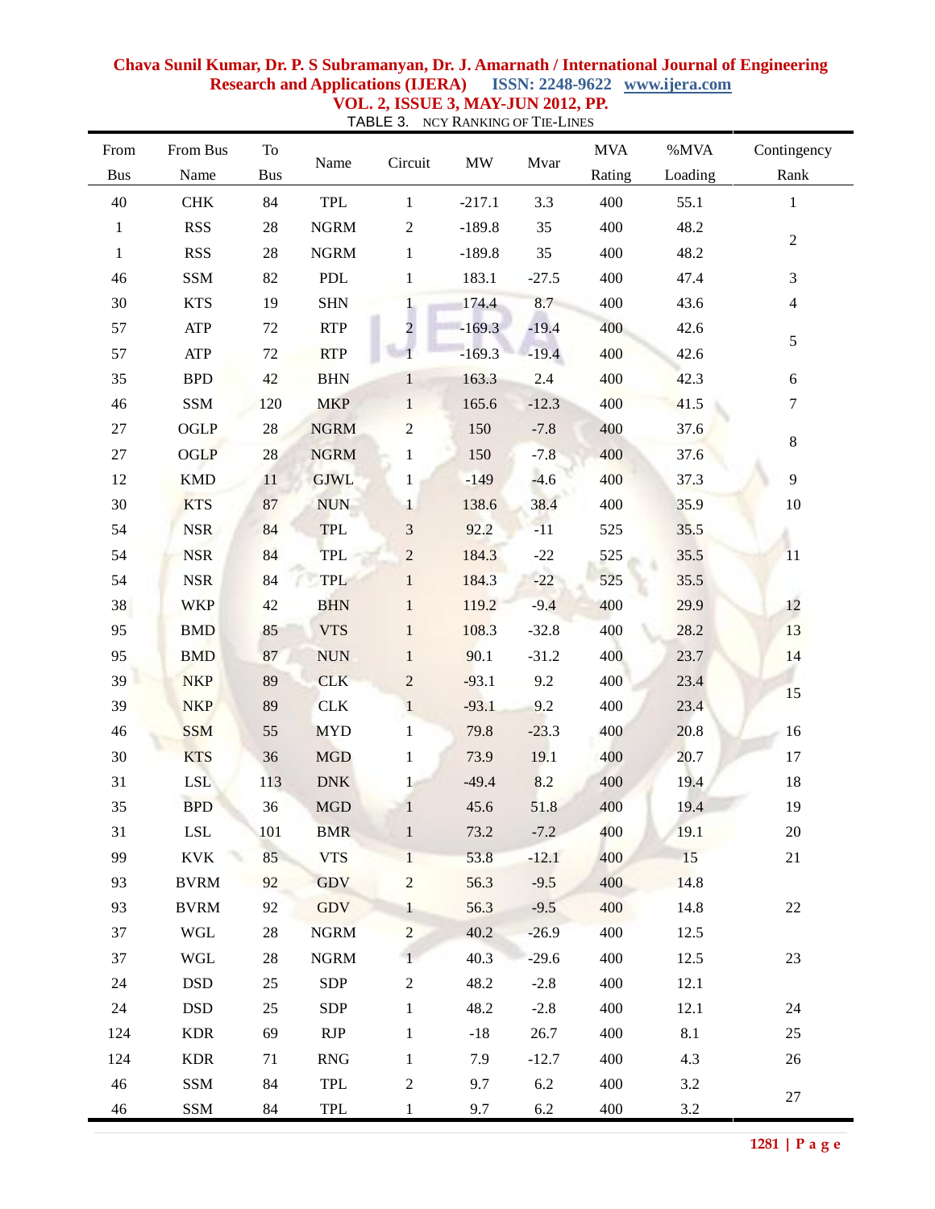TABLE 3. NCY RANKING OF TIE-LINES

| From Bus | From Bus Name | To Bus | Name | Circuit | MW | Mvar | MVA Rating | %MVA Loading | Contingency Rank |
|---|---|---|---|---|---|---|---|---|---|
| 40 | CHK | 84 | TPL | 1 | -217.1 | 3.3 | 400 | 55.1 | 1 |
| 1 | RSS | 28 | NGRM | 2 | -189.8 | 35 | 400 | 48.2 | 2 |
| 1 | RSS | 28 | NGRM | 1 | -189.8 | 35 | 400 | 48.2 | |
| 46 | SSM | 82 | PDL | 1 | 183.1 | -27.5 | 400 | 47.4 | 3 |
| 30 | KTS | 19 | SHN | 1 | 174.4 | 8.7 | 400 | 43.6 | 4 |
| 57 | ATP | 72 | RTP | 2 | -169.3 | -19.4 | 400 | 42.6 | 5 |
| 57 | ATP | 72 | RTP | 1 | -169.3 | -19.4 | 400 | 42.6 | |
| 35 | BPD | 42 | BHN | 1 | 163.3 | 2.4 | 400 | 42.3 | 6 |
| 46 | SSM | 120 | MKP | 1 | 165.6 | -12.3 | 400 | 41.5 | 7 |
| 27 | OGLP | 28 | NGRM | 2 | 150 | -7.8 | 400 | 37.6 | 8 |
| 27 | OGLP | 28 | NGRM | 1 | 150 | -7.8 | 400 | 37.6 | |
| 12 | KMD | 11 | GJWL | 1 | -149 | -4.6 | 400 | 37.3 | 9 |
| 30 | KTS | 87 | NUN | 1 | 138.6 | 38.4 | 400 | 35.9 | 10 |
| 54 | NSR | 84 | TPL | 3 | 92.2 | -11 | 525 | 35.5 | |
| 54 | NSR | 84 | TPL | 2 | 184.3 | -22 | 525 | 35.5 | 11 |
| 54 | NSR | 84 | TPL | 1 | 184.3 | -22 | 525 | 35.5 | |
| 38 | WKP | 42 | BHN | 1 | 119.2 | -9.4 | 400 | 29.9 | 12 |
| 95 | BMD | 85 | VTS | 1 | 108.3 | -32.8 | 400 | 28.2 | 13 |
| 95 | BMD | 87 | NUN | 1 | 90.1 | -31.2 | 400 | 23.7 | 14 |
| 39 | NKP | 89 | CLK | 2 | -93.1 | 9.2 | 400 | 23.4 | 15 |
| 39 | NKP | 89 | CLK | 1 | -93.1 | 9.2 | 400 | 23.4 | |
| 46 | SSM | 55 | MYD | 1 | 79.8 | -23.3 | 400 | 20.8 | 16 |
| 30 | KTS | 36 | MGD | 1 | 73.9 | 19.1 | 400 | 20.7 | 17 |
| 31 | LSL | 113 | DNK | 1 | -49.4 | 8.2 | 400 | 19.4 | 18 |
| 35 | BPD | 36 | MGD | 1 | 45.6 | 51.8 | 400 | 19.4 | 19 |
| 31 | LSL | 101 | BMR | 1 | 73.2 | -7.2 | 400 | 19.1 | 20 |
| 99 | KVK | 85 | VTS | 1 | 53.8 | -12.1 | 400 | 15 | 21 |
| 93 | BVRM | 92 | GDV | 2 | 56.3 | -9.5 | 400 | 14.8 | |
| 93 | BVRM | 92 | GDV | 1 | 56.3 | -9.5 | 400 | 14.8 | 22 |
| 37 | WGL | 28 | NGRM | 2 | 40.2 | -26.9 | 400 | 12.5 | |
| 37 | WGL | 28 | NGRM | 1 | 40.3 | -29.6 | 400 | 12.5 | 23 |
| 24 | DSD | 25 | SDP | 2 | 48.2 | -2.8 | 400 | 12.1 | |
| 24 | DSD | 25 | SDP | 1 | 48.2 | -2.8 | 400 | 12.1 | 24 |
| 124 | KDR | 69 | RJP | 1 | -18 | 26.7 | 400 | 8.1 | 25 |
| 124 | KDR | 71 | RNG | 1 | 7.9 | -12.7 | 400 | 4.3 | 26 |
| 46 | SSM | 84 | TPL | 2 | 9.7 | 6.2 | 400 | 3.2 | 27 |
| 46 | SSM | 84 | TPL | 1 | 9.7 | 6.2 | 400 | 3.2 | |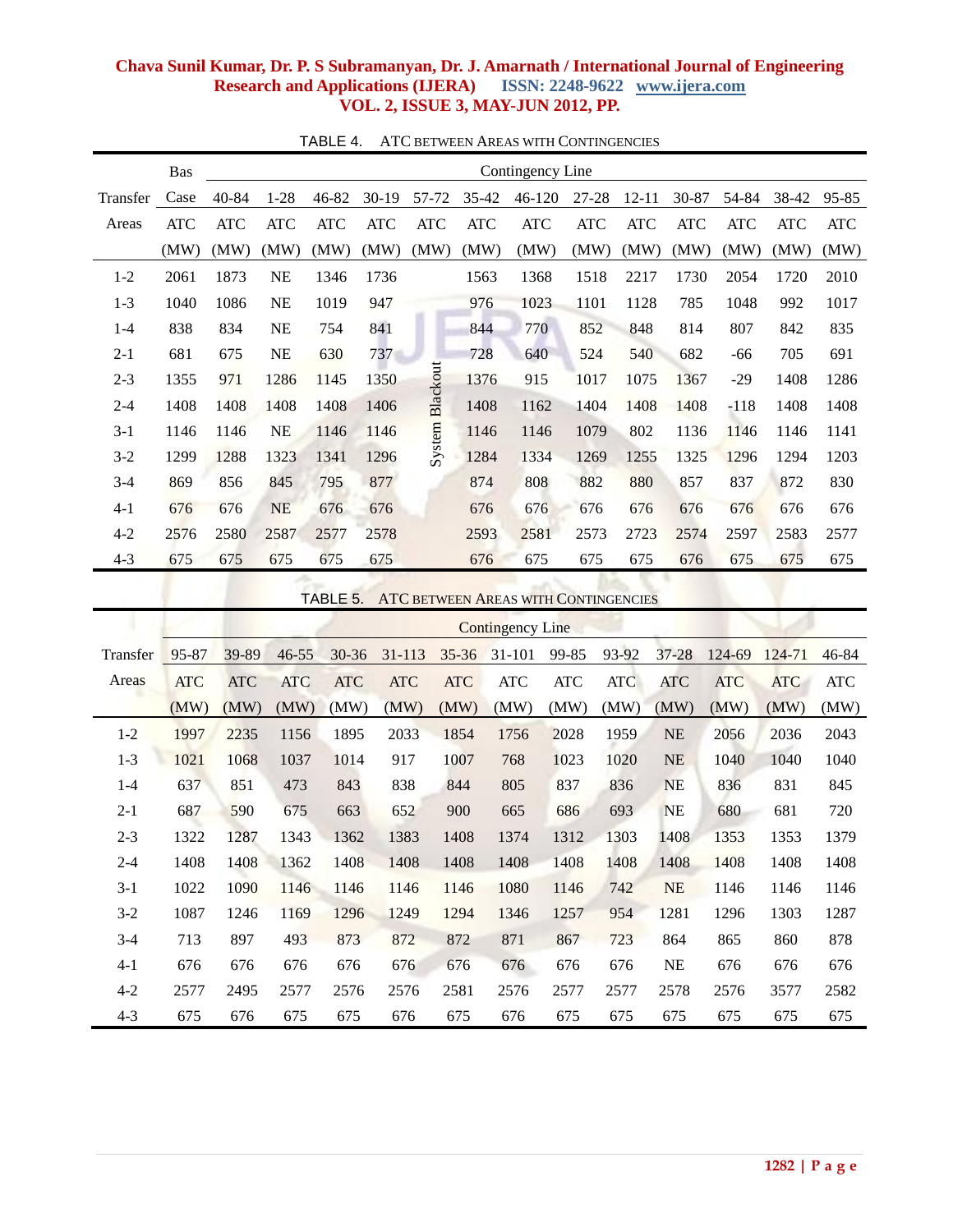TABLE 4. ATC BETWEEN AREAS WITH CONTINGENCIES

| Transfer Areas | Base Case ATC (MW) | 40-84 ATC (MW) | 1-28 ATC (MW) | 46-82 ATC (MW) | 30-19 ATC (MW) | 57-72 ATC (MW) | 35-42 ATC (MW) | 46-120 ATC (MW) | 27-28 ATC (MW) | 12-11 ATC (MW) | 30-87 ATC (MW) | 54-84 ATC (MW) | 38-42 ATC (MW) | 95-85 ATC (MW) |
|---|---|---|---|---|---|---|---|---|---|---|---|---|---|---|
| 1-2 | 2061 | 1873 | NE | 1346 | 1736 | System Blackout | 1563 | 1368 | 1518 | 2217 | 1730 | 2054 | 1720 | 2010 |
| 1-3 | 1040 | 1086 | NE | 1019 | 947 | | 976 | 1023 | 1101 | 1128 | 785 | 1048 | 992 | 1017 |
| 1-4 | 838 | 834 | NE | 754 | 841 | | 844 | 770 | 852 | 848 | 814 | 807 | 842 | 835 |
| 2-1 | 681 | 675 | NE | 630 | 737 | | 728 | 640 | 524 | 540 | 682 | -66 | 705 | 691 |
| 2-3 | 1355 | 971 | 1286 | 1145 | 1350 | | 1376 | 915 | 1017 | 1075 | 1367 | -29 | 1408 | 1286 |
| 2-4 | 1408 | 1408 | 1408 | 1408 | 1406 | | 1408 | 1162 | 1404 | 1408 | 1408 | -118 | 1408 | 1408 |
| 3-1 | 1146 | 1146 | NE | 1146 | 1146 | | 1146 | 1146 | 1079 | 802 | 1136 | 1146 | 1146 | 1141 |
| 3-2 | 1299 | 1288 | 1323 | 1341 | 1296 | | 1284 | 1334 | 1269 | 1255 | 1325 | 1296 | 1294 | 1203 |
| 3-4 | 869 | 856 | 845 | 795 | 877 | | 874 | 808 | 882 | 880 | 857 | 837 | 872 | 830 |
| 4-1 | 676 | 676 | NE | 676 | 676 | | 676 | 676 | 676 | 676 | 676 | 676 | 676 | 676 |
| 4-2 | 2576 | 2580 | 2587 | 2577 | 2578 | | 2593 | 2581 | 2573 | 2723 | 2574 | 2597 | 2583 | 2577 |
| 4-3 | 675 | 675 | 675 | 675 | 675 | | 676 | 675 | 675 | 675 | 676 | 675 | 675 | 675 |

TABLE 5. ATC BETWEEN AREAS WITH CONTINGENCIES

| Transfer Areas | 95-87 ATC (MW) | 39-89 ATC (MW) | 46-55 ATC (MW) | 30-36 ATC (MW) | 31-113 ATC (MW) | 35-36 ATC (MW) | 31-101 ATC (MW) | 99-85 ATC (MW) | 93-92 ATC (MW) | 37-28 ATC (MW) | 124-69 ATC (MW) | 124-71 ATC (MW) | 46-84 ATC (MW) |
|---|---|---|---|---|---|---|---|---|---|---|---|---|---|
| 1-2 | 1997 | 2235 | 1156 | 1895 | 2033 | 1854 | 1756 | 2028 | 1959 | NE | 2056 | 2036 | 2043 |
| 1-3 | 1021 | 1068 | 1037 | 1014 | 917 | 1007 | 768 | 1023 | 1020 | NE | 1040 | 1040 | 1040 |
| 1-4 | 637 | 851 | 473 | 843 | 838 | 844 | 805 | 837 | 836 | NE | 836 | 831 | 845 |
| 2-1 | 687 | 590 | 675 | 663 | 652 | 900 | 665 | 686 | 693 | NE | 680 | 681 | 720 |
| 2-3 | 1322 | 1287 | 1343 | 1362 | 1383 | 1408 | 1374 | 1312 | 1303 | 1408 | 1353 | 1353 | 1379 |
| 2-4 | 1408 | 1408 | 1362 | 1408 | 1408 | 1408 | 1408 | 1408 | 1408 | 1408 | 1408 | 1408 | 1408 |
| 3-1 | 1022 | 1090 | 1146 | 1146 | 1146 | 1146 | 1080 | 1146 | 742 | NE | 1146 | 1146 | 1146 |
| 3-2 | 1087 | 1246 | 1169 | 1296 | 1249 | 1294 | 1346 | 1257 | 954 | 1281 | 1296 | 1303 | 1287 |
| 3-4 | 713 | 897 | 493 | 873 | 872 | 872 | 871 | 867 | 723 | 864 | 865 | 860 | 878 |
| 4-1 | 676 | 676 | 676 | 676 | 676 | 676 | 676 | 676 | 676 | NE | 676 | 676 | 676 |
| 4-2 | 2577 | 2495 | 2577 | 2576 | 2576 | 2581 | 2576 | 2577 | 2577 | 2578 | 2576 | 3577 | 2582 |
| 4-3 | 675 | 676 | 675 | 675 | 676 | 675 | 676 | 675 | 675 | 675 | 675 | 675 | 675 |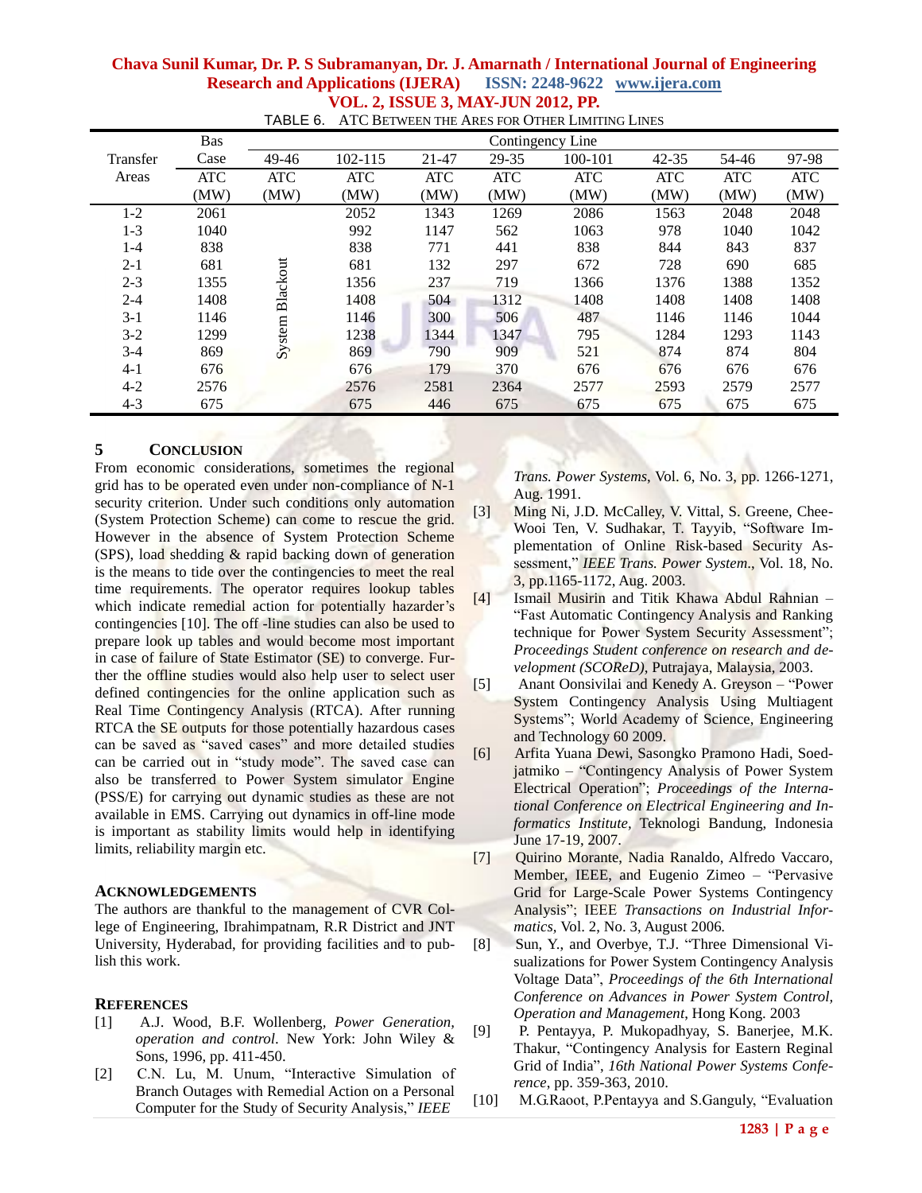TABLE 6. ATC BETWEEN THE ARES FOR OTHER LIMITING LINES

| Transfer Areas | Bas Case ATC (MW) | Contingency Line 49-46 ATC (MW) | 102-115 ATC (MW) | 21-47 ATC (MW) | 29-35 ATC (MW) | 100-101 ATC (MW) | 42-35 ATC (MW) | 54-46 ATC (MW) | 97-98 ATC (MW) |
|---|---|---|---|---|---|---|---|---|---|
| 1-2 | 2061 | System Blackout | 2052 | 1343 | 1269 | 2086 | 1563 | 2048 | 2048 |
| 1-3 | 1040 | | 992 | 1147 | 562 | 1063 | 978 | 1040 | 1042 |
| 1-4 | 838 | | 838 | 771 | 441 | 838 | 844 | 843 | 837 |
| 2-1 | 681 | | 681 | 132 | 297 | 672 | 728 | 690 | 685 |
| 2-3 | 1355 | | 1356 | 237 | 719 | 1366 | 1376 | 1388 | 1352 |
| 2-4 | 1408 | | 1408 | 504 | 1312 | 1408 | 1408 | 1408 | 1408 |
| 3-1 | 1146 | | 1146 | 300 | 506 | 487 | 1146 | 1146 | 1044 |
| 3-2 | 1299 | | 1238 | 1344 | 1347 | 795 | 1284 | 1293 | 1143 |
| 3-4 | 869 | | 869 | 790 | 909 | 521 | 874 | 874 | 804 |
| 4-1 | 676 | | 676 | 179 | 370 | 676 | 676 | 676 | 676 |
| 4-2 | 2576 | | 2576 | 2581 | 2364 | 2577 | 2593 | 2579 | 2577 |
| 4-3 | 675 | | 675 | 446 | 675 | 675 | 675 | 675 | 675 |

## 5 CONCLUSION

From economic considerations, sometimes the regional grid has to be operated even under non-compliance of N-1 security criterion. Under such conditions only automation (System Protection Scheme) can come to rescue the grid. However in the absence of System Protection Scheme (SPS), load shedding & rapid backing down of generation is the means to tide over the contingencies to meet the real time requirements. The operator requires lookup tables which indicate remedial action for potentially hazarder's contingencies [10]. The off -line studies can also be used to prepare look up tables and would become most important in case of failure of State Estimator (SE) to converge. Further the offline studies would also help user to select user defined contingencies for the online application such as Real Time Contingency Analysis (RTCA). After running RTCA the SE outputs for those potentially hazardous cases can be saved as "saved cases" and more detailed studies can be carried out in "study mode". The saved case can also be transferred to Power System simulator Engine (PSS/E) for carrying out dynamic studies as these are not available in EMS. Carrying out dynamics in off-line mode is important as stability limits would help in identifying limits, reliability margin etc.

## ACKNOWLEDGEMENTS

The authors are thankful to the management of CVR College of Engineering, Ibrahimpatnam, R.R District and JNT University, Hyderabad, for providing facilities and to publish this work.

## REFERENCES

[1] A.J. Wood, B.F. Wollenberg, *Power Generation, operation and control*. New York: John Wiley & Sons, 1996, pp. 411-450.

[2] C.N. Lu, M. Unum, "Interactive Simulation of Branch Outages with Remedial Action on a Personal Computer for the Study of Security Analysis," *IEEE Trans. Power Systems*, Vol. 6, No. 3, pp. 1266-1271, Aug. 1991.

[3] Ming Ni, J.D. McCalley, V. Vittal, S. Greene, Chee-Wooi Ten, V. Sudhakar, T. Tayyib, "Software Implementation of Online Risk-based Security Assessment," *IEEE Trans. Power System.*, Vol. 18, No. 3, pp.1165-1172, Aug. 2003.

[4] Ismail Musirin and Titik Khawa Abdul Rahnian – "Fast Automatic Contingency Analysis and Ranking technique for Power System Security Assessment"; *Proceedings Student conference on research and development (SCOReD)*, Putrajaya, Malaysia, 2003.

[5] Anant Oonsivilai and Kenedy A. Greyson – "Power System Contingency Analysis Using Multiagent Systems"; World Academy of Science, Engineering and Technology 60 2009.

[6] Arfita Yuana Dewi, Sasongko Pramono Hadi, Soedjatmiko – "Contingency Analysis of Power System Electrical Operation"; *Proceedings of the International Conference on Electrical Engineering and Informatics Institute*, Teknologi Bandung, Indonesia June 17-19, 2007.

[7] Quirino Morante, Nadia Ranaldo, Alfredo Vaccaro, Member, IEEE, and Eugenio Zimeo – "Pervasive Grid for Large-Scale Power Systems Contingency Analysis"; IEEE *Transactions on Industrial Informatics*, Vol. 2, No. 3, August 2006.

[8] Sun, Y., and Overbye, T.J. "Three Dimensional Visualizations for Power System Contingency Analysis Voltage Data", *Proceedings of the 6th International Conference on Advances in Power System Control, Operation and Management*, Hong Kong. 2003

[9] P. Pentayya, P. Mukopadhyay, S. Banerjee, M.K. Thakur, "Contingency Analysis for Eastern Reginal Grid of India", *16th National Power Systems Conference*, pp. 359-363, 2010.

[10] M.G.Raoot, P.Pentayya and S.Ganguly, "Evaluation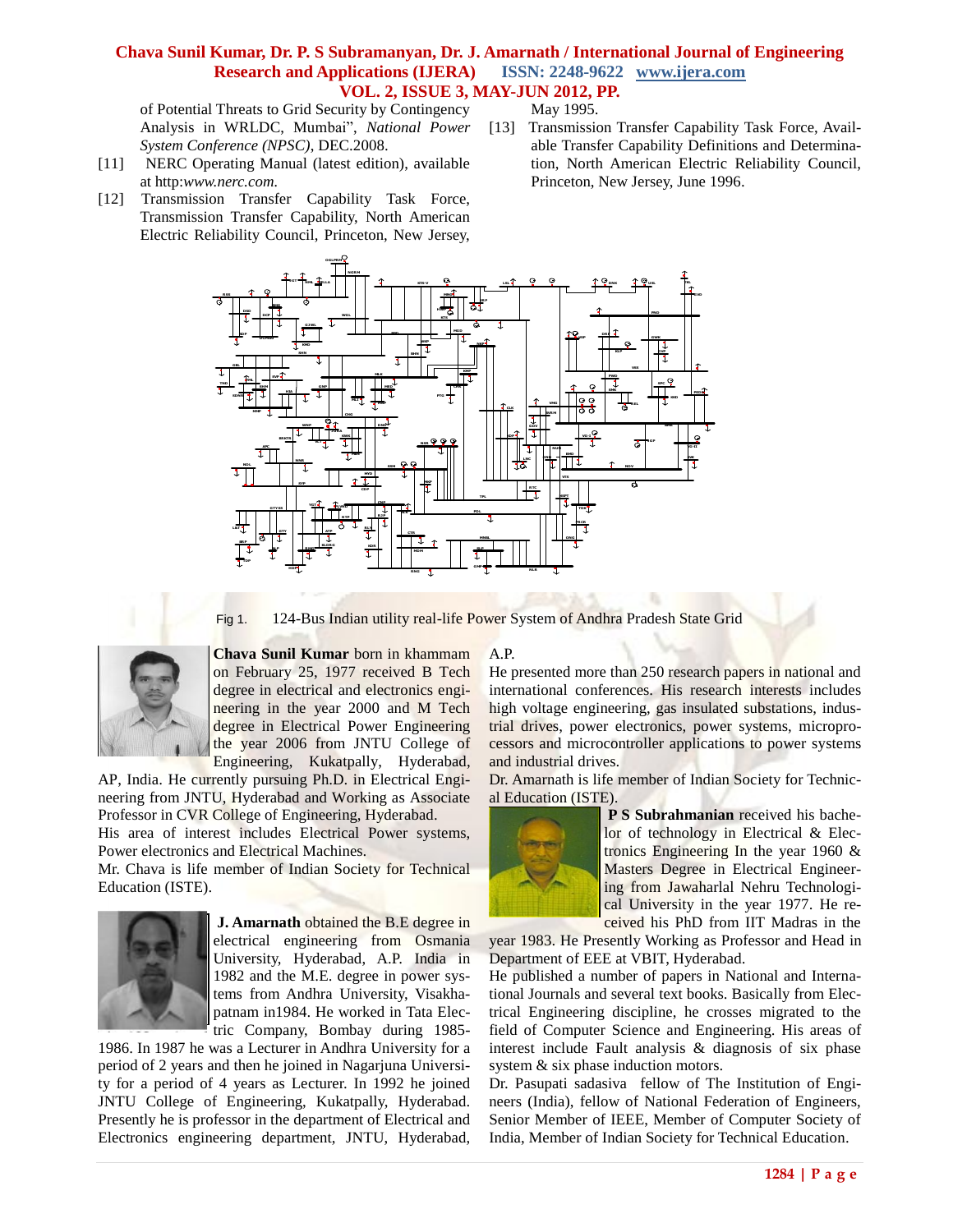of Potential Threats to Grid Security by Contingency Analysis in WRLDC, Mumbai", *National Power System Conference (NPSC)*, DEC.2008.

[11] NERC Operating Manual (latest edition), available at http:*www.nerc.com.*

[12] Transmission Transfer Capability Task Force, Transmission Transfer Capability, North American Electric Reliability Council, Princeton, New Jersey, May 1995.

[13] Transmission Transfer Capability Task Force, Available Transfer Capability Definitions and Determination, North American Electric Reliability Council, Princeton, New Jersey, June 1996.

Fig 1. 124-Bus Indian utility real-life Power System of Andhra Pradesh State Grid

**Chava Sunil Kumar** born in khammam on February 25, 1977 received B Tech degree in electrical and electronics engineering in the year 2000 and M Tech degree in Electrical Power Engineering the year 2006 from JNTU College of Engineering, Kukatpally, Hyderabad, AP, India. He currently pursuing Ph.D. in Electrical Engineering from JNTU, Hyderabad and Working as Associate Professor in CVR College of Engineering, Hyderabad.

His area of interest includes Electrical Power systems, Power electronics and Electrical Machines.

Mr. Chava is life member of Indian Society for Technical Education (ISTE).

**J. Amarnath** obtained the B.E degree in electrical engineering from Osmania University, Hyderabad, A.P. India in 1982 and the M.E. degree in power systems from Andhra University, Visakhapatnam in1984. He worked in Tata Electric Company, Bombay during 1985-1986. In 1987 he was a Lecturer in Andhra University for a period of 2 years and then he joined in Nagarjuna University for a period of 4 years as Lecturer. In 1992 he joined JNTU College of Engineering, Kukatpally, Hyderabad. Presently he is professor in the department of Electrical and Electronics engineering department, JNTU, Hyderabad, A.P.

He presented more than 250 research papers in national and international conferences. His research interests includes high voltage engineering, gas insulated substations, industrial drives, power electronics, power systems, microprocessors and microcontroller applications to power systems and industrial drives.

Dr. Amarnath is life member of Indian Society for Technical Education (ISTE).

**P S Subrahmanian** received his bachelor of technology in Electrical & Electronics Engineering In the year 1960 & Masters Degree in Electrical Engineering from Jawaharlal Nehru Technological University in the year 1977. He received his PhD from IIT Madras in the year 1983. He Presently Working as Professor and Head in Department of EEE at VBIT, Hyderabad.

He published a number of papers in National and International Journals and several text books. Basically from Electrical Engineering discipline, he crosses migrated to the field of Computer Science and Engineering. His areas of interest include Fault analysis & diagnosis of six phase system & six phase induction motors.

Dr. Pasupati sadasiva fellow of The Institution of Engineers (India), fellow of National Federation of Engineers, Senior Member of IEEE, Member of Computer Society of India, Member of Indian Society for Technical Education.